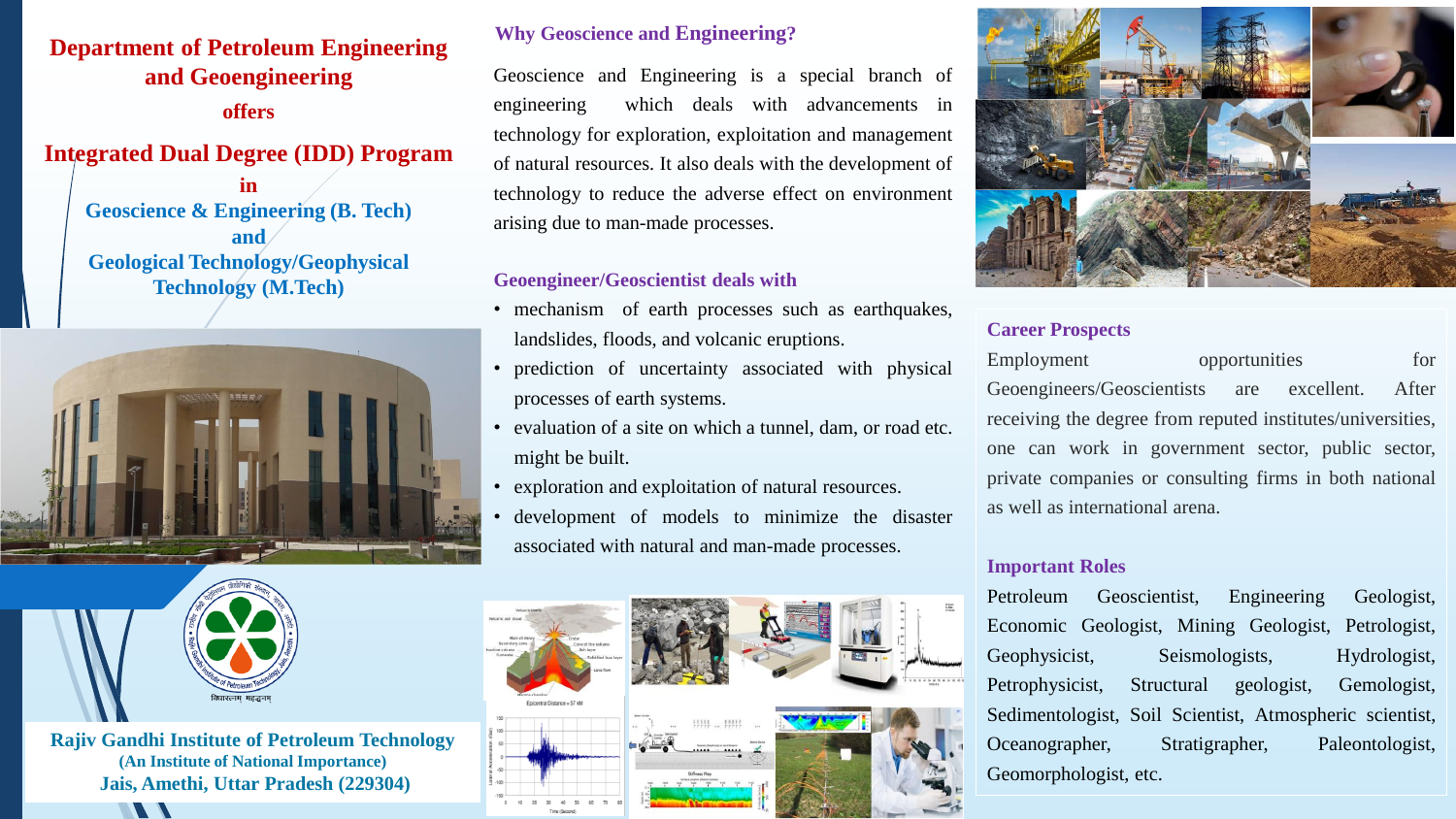# Department of Petroleum Engineering and Geoengineering

**offers**

## Integrated Dual Degree (IDD) Program

**in**

**Geoscience & Engineering (B. Tech)**

**and**

**Geological Technology/Geophysical Technology (M.Tech)**

**Rajiv Gandhi Institute of Petroleum Technology**

**(An Institute of National Importance)**

**Jais, Amethi, Uttar Pradesh (229304)**

### Why Geoscience and Engineering?

Geoscience and Engineering is a special branch of engineering which deals with advancements in technology for exploration, exploitation and management of natural resources. It also deals with the development of technology to reduce the adverse effect on environment arising due to man-made processes.

### Geoengineer/Geoscientist deals with

- mechanism of earth processes such as earthquakes, landslides, floods, and volcanic eruptions.
- prediction of uncertainty associated with physical processes of earth systems.
- evaluation of a site on which a tunnel, dam, or road etc. might be built.
- exploration and exploitation of natural resources.
- development of models to minimize the disaster associated with natural and man-made processes.

### Career Prospects

Employment opportunities for Geoengineers/Geoscientists are excellent. After receiving the degree from reputed institutes/universities, one can work in government sector, public sector, private companies or consulting firms in both national as well as international arena.

### Important Roles

Petroleum Geoscientist, Engineering Geologist, Economic Geologist, Mining Geologist, Petrologist, Geophysicist, Seismologists, Hydrologist, Petrophysicist, Structural geologist, Gemologist, Sedimentologist, Soil Scientist, Atmospheric scientist, Oceanographer, Stratigrapher, Paleontologist, Geomorphologist, etc.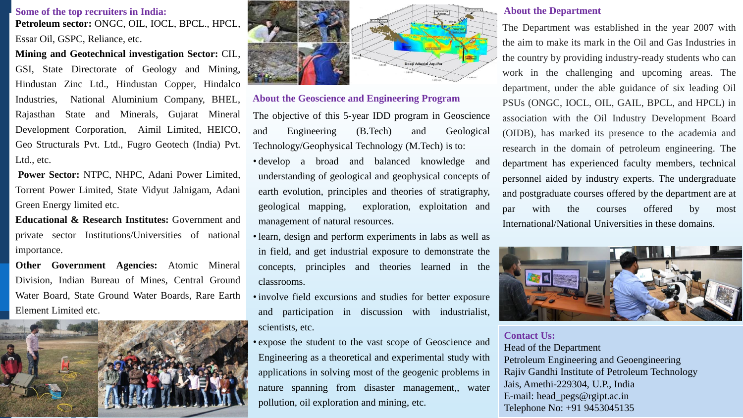## Some of the top recruiters in India:

**Petroleum sector:** ONGC, OIL, IOCL, BPCL., HPCL, Essar Oil, GSPC, Reliance, etc.

**Mining and Geotechnical investigation Sector:** CIL, GSI, State Directorate of Geology and Mining, Hindustan Zinc Ltd., Hindustan Copper, Hindalco Industries, National Aluminium Company, BHEL, Rajasthan State and Minerals, Gujarat Mineral Development Corporation, Aimil Limited, HEICO, Geo Structurals Pvt. Ltd., Fugro Geotech (India) Pvt. Ltd., etc.

**Power Sector:** NTPC, NHPC, Adani Power Limited, Torrent Power Limited, State Vidyut Jalnigam, Adani Green Energy limited etc.

**Educational & Research Institutes:** Government and private sector Institutions/Universities of national importance.

**Other Government Agencies:** Atomic Mineral Division, Indian Bureau of Mines, Central Ground Water Board, State Ground Water Boards, Rare Earth Element Limited etc.

## About the Geoscience and Engineering Program

The objective of this 5-year IDD program in Geoscience and Engineering (B.Tech) and Geological Technology/Geophysical Technology (M.Tech) is to:

- develop a broad and balanced knowledge and understanding of geological and geophysical concepts of earth evolution, principles and theories of stratigraphy, geological mapping, exploration, exploitation and management of natural resources.
- learn, design and perform experiments in labs as well as in field, and get industrial exposure to demonstrate the concepts, principles and theories learned in the classrooms.
- involve field excursions and studies for better exposure and participation in discussion with industrialist, scientists, etc.
- expose the student to the vast scope of Geoscience and Engineering as a theoretical and experimental study with applications in solving most of the geogenic problems in nature spanning from disaster management,, water pollution, oil exploration and mining, etc.

## About the Department

The Department was established in the year 2007 with the aim to make its mark in the Oil and Gas Industries in the country by providing industry-ready students who can work in the challenging and upcoming areas. The department, under the able guidance of six leading Oil PSUs (ONGC, IOCL, OIL, GAIL, BPCL, and HPCL) in association with the Oil Industry Development Board (OIDB), has marked its presence to the academia and research in the domain of petroleum engineering. The department has experienced faculty members, technical personnel aided by industry experts. The undergraduate and postgraduate courses offered by the department are at par with the courses offered by most International/National Universities in these domains.

## Contact Us:

Head of the Department
Petroleum Engineering and Geoengineering
Rajiv Gandhi Institute of Petroleum Technology
Jais, Amethi-229304, U.P., India
E-mail: head_pegs@rgipt.ac.in
Telephone No: +91 9453045135